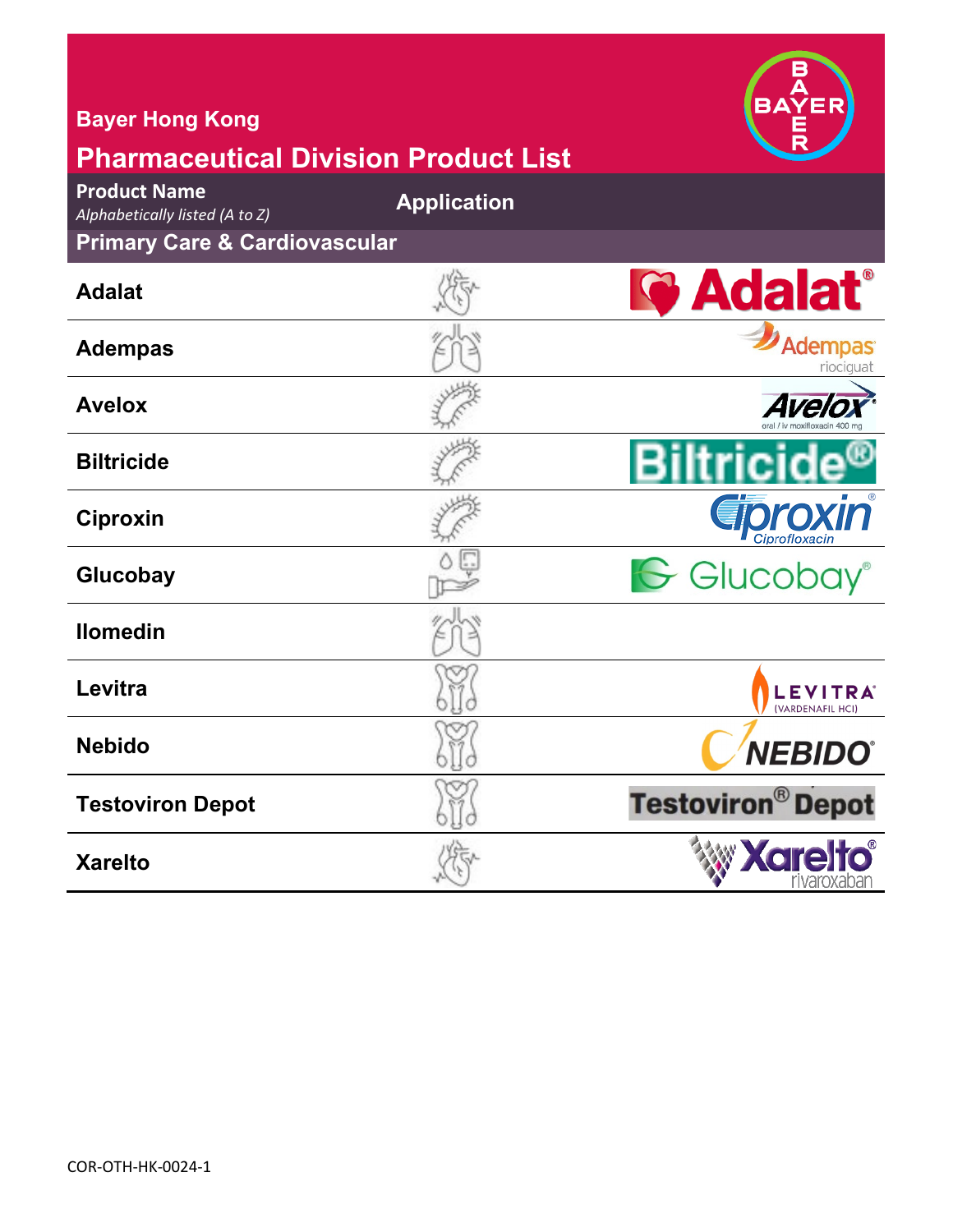Bayer Hong Kong

# Pharmaceutical Division Product List

| Product Name *Alphabetically listed (A to Z)* | Application |
| --- | --- |
| **Primary Care & Cardiovascular** | |
| Adalat | |
| Adempas | |
| Avelox | |
| Biltricide | |
| Ciproxin | |
| Glucobay | |
| Ilomedin | |
| Levitra | |
| Nebido | |
| Testoviron Depot | |
| Xarelto | |

COR-OTH-HK-0024-1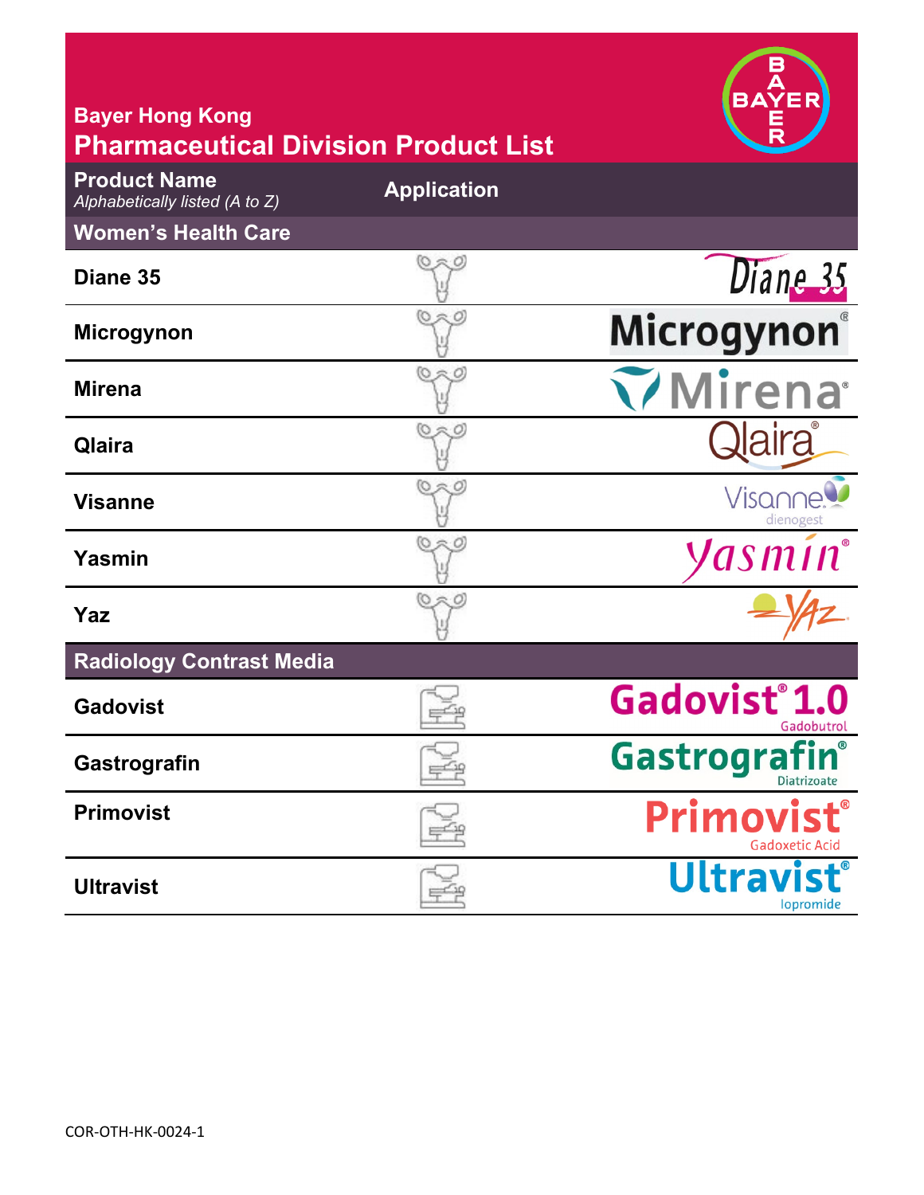Bayer Hong Kong

# Pharmaceutical Division Product List

| Product Name *Alphabetically listed (A to Z)* | Application | |
|---|---|---|
| **Women's Health Care** | | |
| Diane 35 | | Diane 35 |
| Microgynon | | Microgynon® |
| Mirena | | Mirena® |
| Qlaira | | Qlaira® |
| Visanne | | Visanne dienogest |
| Yasmin | | yasmin® |
| Yaz | | YAZ |
| **Radiology Contrast Media** | | |
| Gadovist | | Gadovist® 1.0 Gadobutrol |
| Gastrografin | | Gastrografin® Diatrizoate |
| Primovist | | Primovist® Gadoxetic Acid |
| Ultravist | | Ultravist® Iopromide |

COR-OTH-HK-0024-1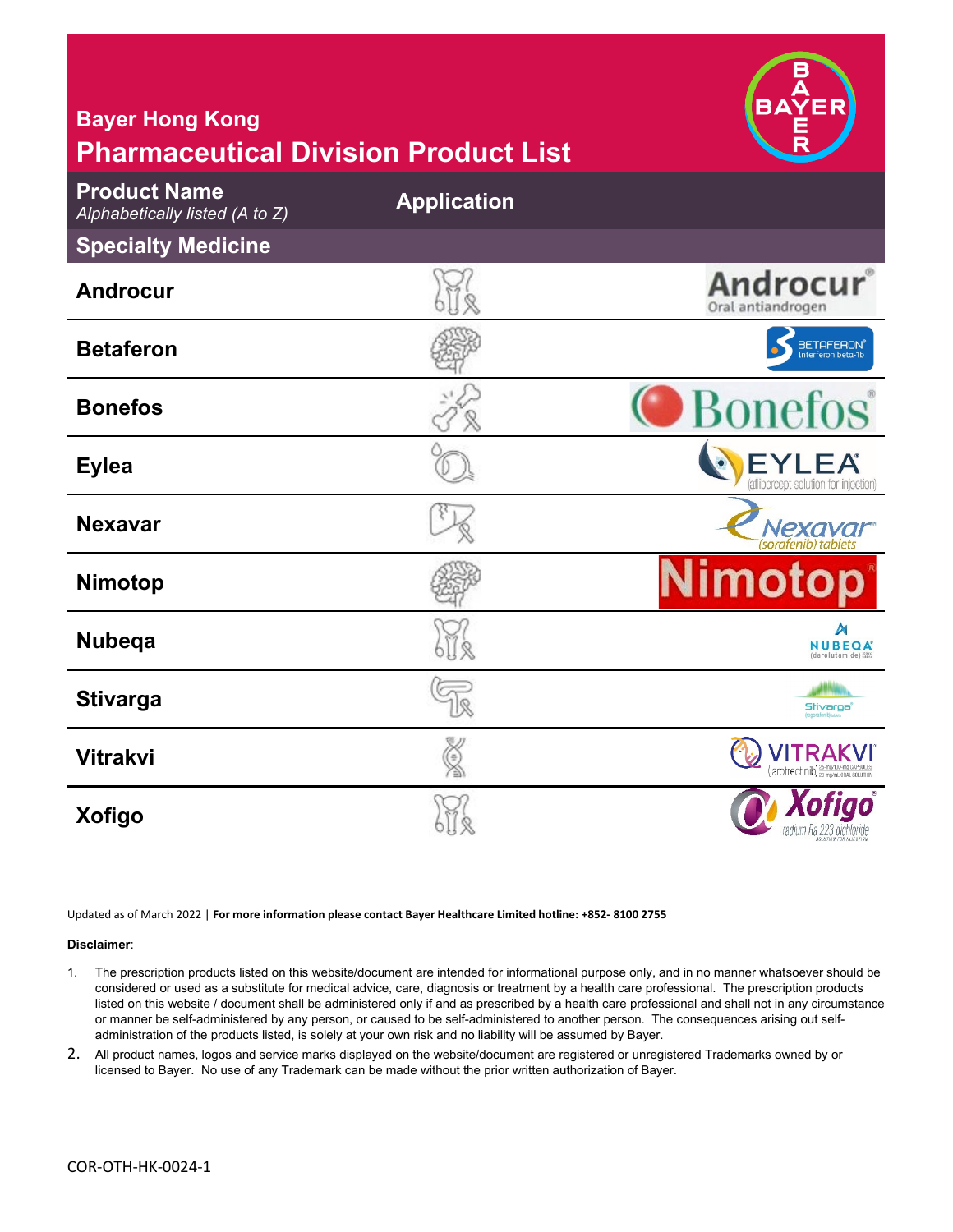## Bayer Hong Kong

# Pharmaceutical Division Product List

| Product Name *Alphabetically listed (A to Z)* | Application |
|---|---|
| **Specialty Medicine** | |
| Androcur | Androcur® Oral antiandrogen |
| Betaferon | BETAFERON® Interferon beta-1b |
| Bonefos | Bonefos® |
| Eylea | EYLEA® (aflibercept solution for injection) |
| Nexavar | Nexavar® (sorafenib) tablets |
| Nimotop | Nimotop® |
| Nubeqa | NUBEQA® (darolutamide) |
| Stivarga | Stivarga® |
| Vitrakvi | VITRAKVI® (larotrectinib) |
| Xofigo | Xofigo® radium Ra 223 dichloride |

Updated as of March 2022 | **For more information please contact Bayer Healthcare Limited hotline: +852- 8100 2755**

**Disclaimer**:

1. The prescription products listed on this website/document are intended for informational purpose only, and in no manner whatsoever should be considered or used as a substitute for medical advice, care, diagnosis or treatment by a health care professional. The prescription products listed on this website / document shall be administered only if and as prescribed by a health care professional and shall not in any circumstance or manner be self-administered by any person, or caused to be self-administered to another person. The consequences arising out self-administration of the products listed, is solely at your own risk and no liability will be assumed by Bayer.
2. All product names, logos and service marks displayed on the website/document are registered or unregistered Trademarks owned by or licensed to Bayer. No use of any Trademark can be made without the prior written authorization of Bayer.

COR-OTH-HK-0024-1